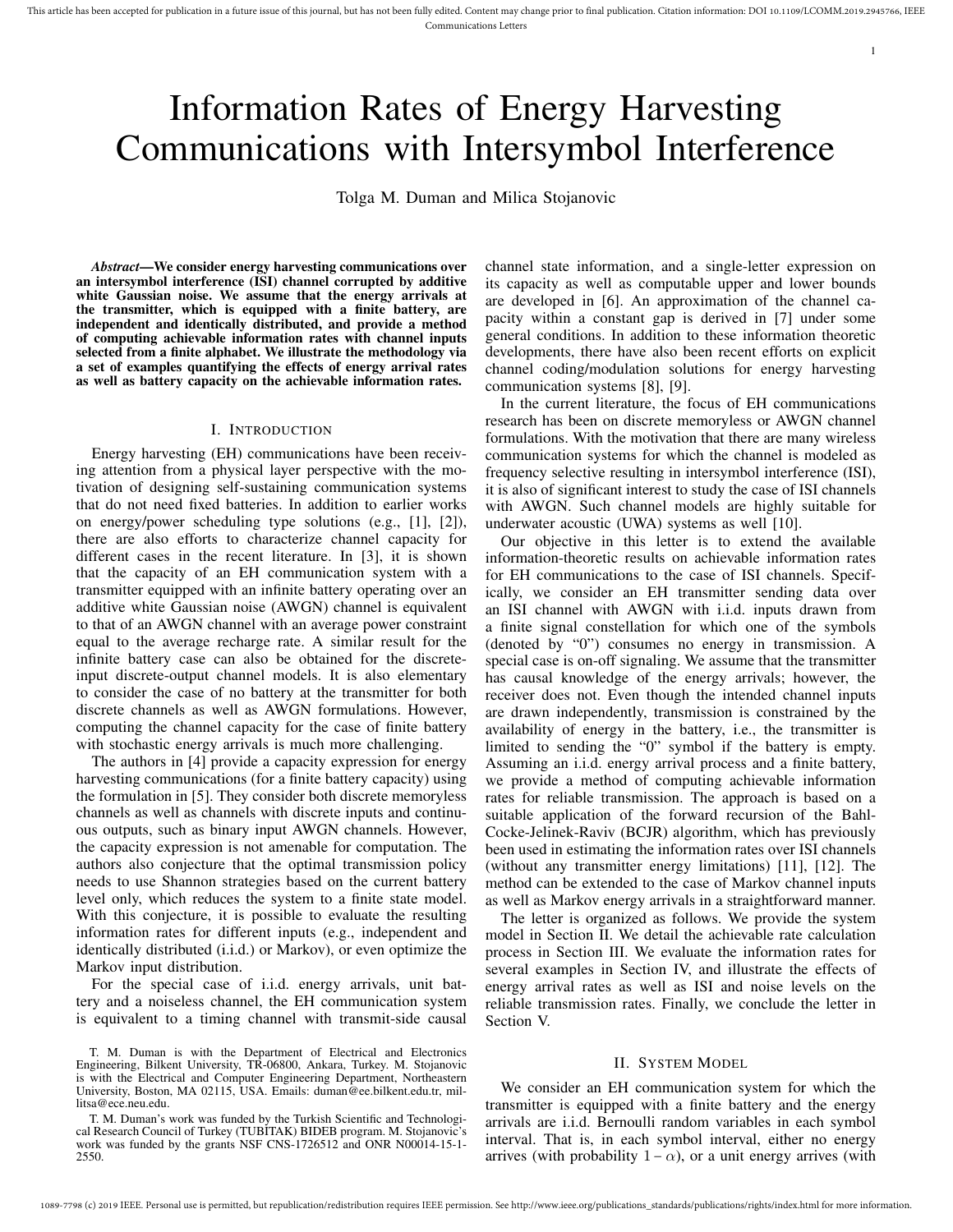# Information Rates of Energy Harvesting Communications with Intersymbol Interference

Tolga M. Duman and Milica Stojanovic

***Abstract*—We consider energy harvesting communications over an intersymbol interference (ISI) channel corrupted by additive white Gaussian noise. We assume that the energy arrivals at the transmitter, which is equipped with a finite battery, are independent and identically distributed, and provide a method of computing achievable information rates with channel inputs selected from a finite alphabet. We illustrate the methodology via a set of examples quantifying the effects of energy arrival rates as well as battery capacity on the achievable information rates.**

## I. Introduction

Energy harvesting (EH) communications have been receiving attention from a physical layer perspective with the motivation of designing self-sustaining communication systems that do not need fixed batteries. In addition to earlier works on energy/power scheduling type solutions (e.g., [1], [2]), there are also efforts to characterize channel capacity for different cases in the recent literature. In [3], it is shown that the capacity of an EH communication system with a transmitter equipped with an infinite battery operating over an additive white Gaussian noise (AWGN) channel is equivalent to that of an AWGN channel with an average power constraint equal to the average recharge rate. A similar result for the infinite battery case can also be obtained for the discrete-input discrete-output channel models. It is also elementary to consider the case of no battery at the transmitter for both discrete channels as well as AWGN formulations. However, computing the channel capacity for the case of finite battery with stochastic energy arrivals is much more challenging.

The authors in [4] provide a capacity expression for energy harvesting communications (for a finite battery capacity) using the formulation in [5]. They consider both discrete memoryless channels as well as channels with discrete inputs and continuous outputs, such as binary input AWGN channels. However, the capacity expression is not amenable for computation. The authors also conjecture that the optimal transmission policy needs to use Shannon strategies based on the current battery level only, which reduces the system to a finite state model. With this conjecture, it is possible to evaluate the resulting information rates for different inputs (e.g., independent and identically distributed (i.i.d.) or Markov), or even optimize the Markov input distribution.

For the special case of i.i.d. energy arrivals, unit battery and a noiseless channel, the EH communication system is equivalent to a timing channel with transmit-side causal channel state information, and a single-letter expression on its capacity as well as computable upper and lower bounds are developed in [6]. An approximation of the channel capacity within a constant gap is derived in [7] under some general conditions. In addition to these information theoretic developments, there have also been recent efforts on explicit channel coding/modulation solutions for energy harvesting communication systems [8], [9].

In the current literature, the focus of EH communications research has been on discrete memoryless or AWGN channel formulations. With the motivation that there are many wireless communication systems for which the channel is modeled as frequency selective resulting in intersymbol interference (ISI), it is also of significant interest to study the case of ISI channels with AWGN. Such channel models are highly suitable for underwater acoustic (UWA) systems as well [10].

Our objective in this letter is to extend the available information-theoretic results on achievable information rates for EH communications to the case of ISI channels. Specifically, we consider an EH transmitter sending data over an ISI channel with AWGN with i.i.d. inputs drawn from a finite signal constellation for which one of the symbols (denoted by "0") consumes no energy in transmission. A special case is on-off signaling. We assume that the transmitter has causal knowledge of the energy arrivals; however, the receiver does not. Even though the intended channel inputs are drawn independently, transmission is constrained by the availability of energy in the battery, i.e., the transmitter is limited to sending the "0" symbol if the battery is empty. Assuming an i.i.d. energy arrival process and a finite battery, we provide a method of computing achievable information rates for reliable transmission. The approach is based on a suitable application of the forward recursion of the Bahl-Cocke-Jelinek-Raviv (BCJR) algorithm, which has previously been used in estimating the information rates over ISI channels (without any transmitter energy limitations) [11], [12]. The method can be extended to the case of Markov channel inputs as well as Markov energy arrivals in a straightforward manner.

The letter is organized as follows. We provide the system model in Section II. We detail the achievable rate calculation process in Section III. We evaluate the information rates for several examples in Section IV, and illustrate the effects of energy arrival rates as well as ISI and noise levels on the reliable transmission rates. Finally, we conclude the letter in Section V.

## II. System Model

We consider an EH communication system for which the transmitter is equipped with a finite battery and the energy arrivals are i.i.d. Bernoulli random variables in each symbol interval. That is, in each symbol interval, either no energy arrives (with probability $1-\alpha$), or a unit energy arrives (with

---

T. M. Duman is with the Department of Electrical and Electronics Engineering, Bilkent University, TR-06800, Ankara, Turkey. M. Stojanovic is with the Electrical and Computer Engineering Department, Northeastern University, Boston, MA 02115, USA. Emails: duman@ee.bilkent.edu.tr, millitsa@ece.neu.edu.

T. M. Duman's work was funded by the Turkish Scientific and Technological Research Council of Turkey (TUBITAK) BIDEB program. M. Stojanovic's work was funded by the grants NSF CNS-1726512 and ONR N00014-15-1-2550.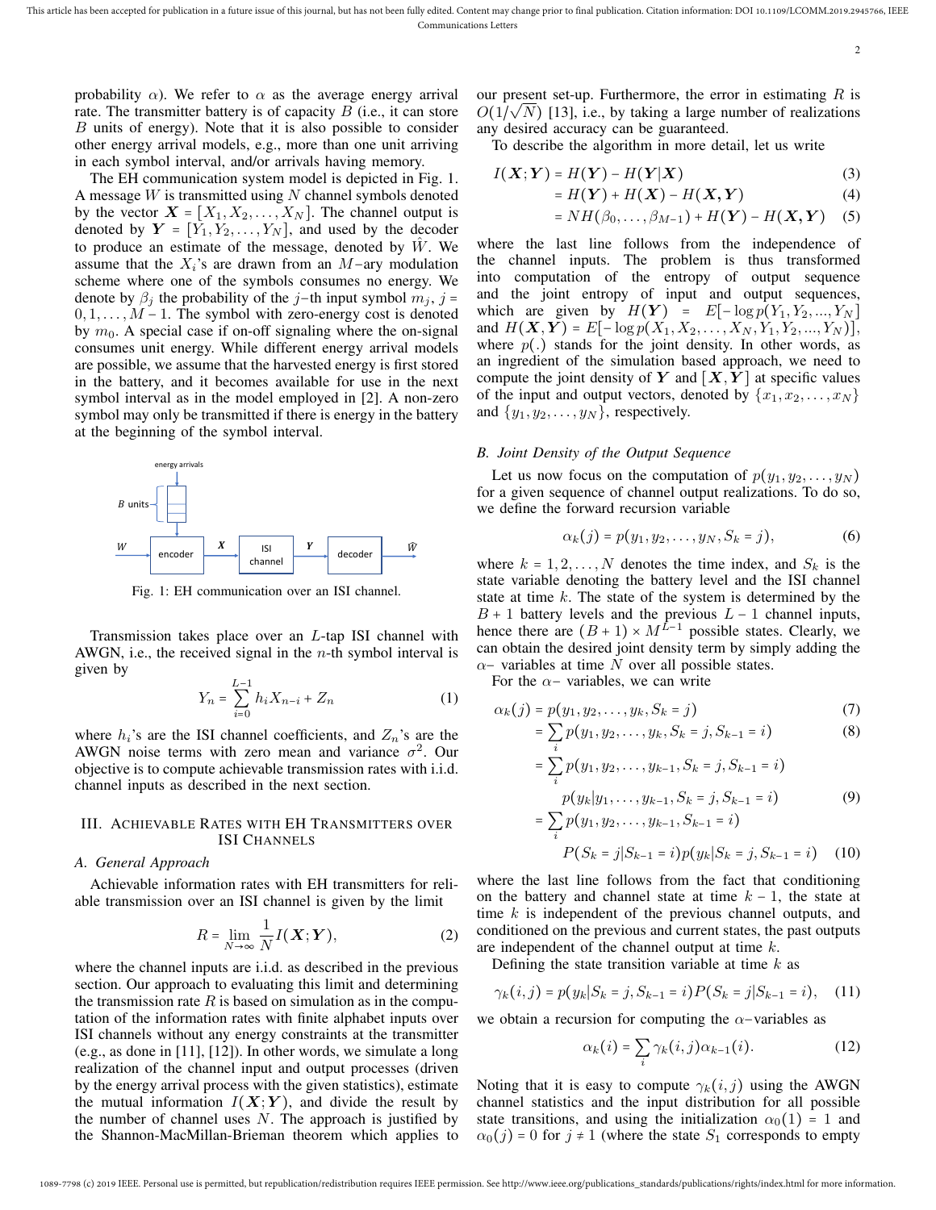probability $\alpha$). We refer to $\alpha$ as the average energy arrival rate. The transmitter battery is of capacity $B$ (i.e., it can store $B$ units of energy). Note that it is also possible to consider other energy arrival models, e.g., more than one unit arriving in each symbol interval, and/or arrivals having memory.

The EH communication system model is depicted in Fig. 1. A message $W$ is transmitted using $N$ channel symbols denoted by the vector $\boldsymbol{X} = [X_1, X_2, \dots, X_N]$. The channel output is denoted by $\boldsymbol{Y} = [Y_1, Y_2, \dots, Y_N]$, and used by the decoder to produce an estimate of the message, denoted by $\hat{W}$. We assume that the $X_i$'s are drawn from an $M$−ary modulation scheme where one of the symbols consumes no energy. We denote by $\beta_j$ the probability of the $j$−th input symbol $m_j$, $j = 0, 1, \dots, M-1$. The symbol with zero-energy cost is denoted by $m_0$. A special case if on-off signaling where the on-signal consumes unit energy. While different energy arrival models are possible, we assume that the harvested energy is first stored in the battery, and it becomes available for use in the next symbol interval as in the model employed in [2]. A non-zero symbol may only be transmitted if there is energy in the battery at the beginning of the symbol interval.

Fig. 1: EH communication over an ISI channel.

Transmission takes place over an $L$-tap ISI channel with AWGN, i.e., the received signal in the $n$-th symbol interval is given by

$$Y_n = \sum_{i=0}^{L-1} h_i X_{n-i} + Z_n \tag{1}$$

where $h_i$'s are the ISI channel coefficients, and $Z_n$'s are the AWGN noise terms with zero mean and variance $\sigma^2$. Our objective is to compute achievable transmission rates with i.i.d. channel inputs as described in the next section.

## III. Achievable Rates with EH Transmitters over ISI Channels

### A. General Approach

Achievable information rates with EH transmitters for reliable transmission over an ISI channel is given by the limit

$$R = \lim_{N\to\infty} \frac{1}{N} I(\boldsymbol{X};\boldsymbol{Y}), \tag{2}$$

where the channel inputs are i.i.d. as described in the previous section. Our approach to evaluating this limit and determining the transmission rate $R$ is based on simulation as in the computation of the information rates with finite alphabet inputs over ISI channels without any energy constraints at the transmitter (e.g., as done in [11], [12]). In other words, we simulate a long realization of the channel input and output processes (driven by the energy arrival process with the given statistics), estimate the mutual information $I(\boldsymbol{X};\boldsymbol{Y})$, and divide the result by the number of channel uses $N$. The approach is justified by the Shannon-MacMillan-Brieman theorem which applies to our present set-up. Furthermore, the error in estimating $R$ is $O(1/\sqrt{N})$ [13], i.e., by taking a large number of realizations any desired accuracy can be guaranteed.

To describe the algorithm in more detail, let us write

$$I(\boldsymbol{X};\boldsymbol{Y}) = H(\boldsymbol{Y}) - H(\boldsymbol{Y}|\boldsymbol{X}) \tag{3}$$
$$= H(\boldsymbol{Y}) + H(\boldsymbol{X}) - H(\boldsymbol{X},\boldsymbol{Y}) \tag{4}$$
$$= NH(\beta_0,\dots,\beta_{M-1}) + H(\boldsymbol{Y}) - H(\boldsymbol{X},\boldsymbol{Y}) \tag{5}$$

where the last line follows from the independence of the channel inputs. The problem is thus transformed into computation of the entropy of output sequence and the joint entropy of input and output sequences, which are given by $H(\boldsymbol{Y}) = E[-\log p(Y_1, Y_2, ..., Y_N]$ and $H(\boldsymbol{X},\boldsymbol{Y}) = E[-\log p(X_1, X_2, \dots, X_N, Y_1, Y_2, ..., Y_N)]$, where $p(.)$ stands for the joint density. In other words, as an ingredient of the simulation based approach, we need to compute the joint density of $\boldsymbol{Y}$ and $[\boldsymbol{X},\boldsymbol{Y}]$ at specific values of the input and output vectors, denoted by $\{x_1, x_2, \dots, x_N\}$ and $\{y_1, y_2, \dots, y_N\}$, respectively.

### B. Joint Density of the Output Sequence

Let us now focus on the computation of $p(y_1, y_2, \dots, y_N)$ for a given sequence of channel output realizations. To do so, we define the forward recursion variable

$$\alpha_k(j) = p(y_1, y_2, \dots, y_N, S_k = j), \tag{6}$$

where $k = 1, 2, \dots, N$ denotes the time index, and $S_k$ is the state variable denoting the battery level and the ISI channel state at time $k$. The state of the system is determined by the $B+1$ battery levels and the previous $L-1$ channel inputs, hence there are $(B+1) \times M^{L-1}$ possible states. Clearly, we can obtain the desired joint density term by simply adding the $\alpha$− variables at time $N$ over all possible states.

For the $\alpha$− variables, we can write

$$\alpha_k(j) = p(y_1, y_2, \dots, y_k, S_k = j) \tag{7}$$
$$= \sum_i p(y_1, y_2, \dots, y_k, S_k = j, S_{k-1} = i) \tag{8}$$
$$= \sum_i p(y_1, y_2, \dots, y_{k-1}, S_k = j, S_{k-1} = i)$$
$$p(y_k|y_1, \dots, y_{k-1}, S_k = j, S_{k-1} = i) \tag{9}$$
$$= \sum_i p(y_1, y_2, \dots, y_{k-1}, S_{k-1} = i)$$
$$P(S_k = j|S_{k-1} = i) p(y_k|S_k = j, S_{k-1} = i) \tag{10}$$

where the last line follows from the fact that conditioning on the battery and channel state at time $k-1$, the state at time $k$ is independent of the previous channel outputs, and conditioned on the previous and current states, the past outputs are independent of the channel output at time $k$.

Defining the state transition variable at time $k$ as

$$\gamma_k(i,j) = p(y_k|S_k = j, S_{k-1} = i) P(S_k = j|S_{k-1} = i), \tag{11}$$

we obtain a recursion for computing the $\alpha$−variables as

$$\alpha_k(i) = \sum_i \gamma_k(i,j) \alpha_{k-1}(i). \tag{12}$$

Noting that it is easy to compute $\gamma_k(i,j)$ using the AWGN channel statistics and the input distribution for all possible state transitions, and using the initialization $\alpha_0(1) = 1$ and $\alpha_0(j) = 0$ for $j \neq 1$ (where the state $S_1$ corresponds to empty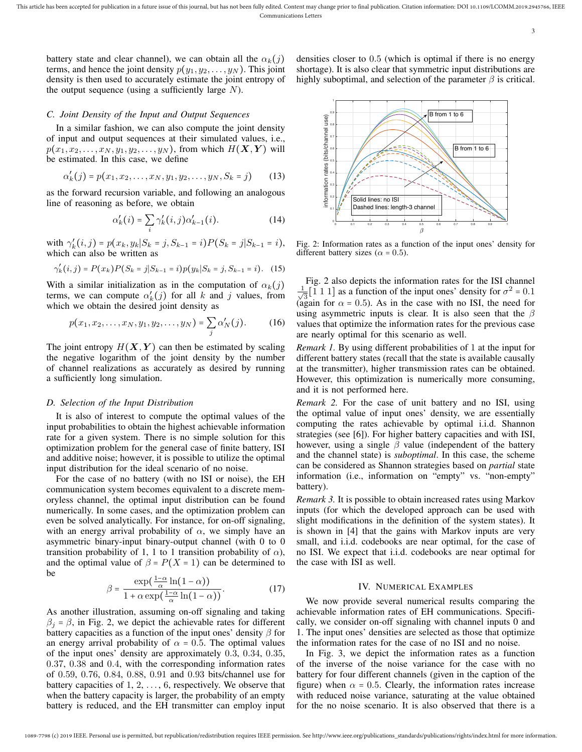battery state and clear channel), we can obtain all the $\alpha_k(j)$ terms, and hence the joint density $p(y_1, y_2, \ldots, y_N)$. This joint density is then used to accurately estimate the joint entropy of the output sequence (using a sufficiently large $N$).

### C. Joint Density of the Input and Output Sequences

In a similar fashion, we can also compute the joint density of input and output sequences at their simulated values, i.e., $p(x_1, x_2, \ldots, x_N, y_1, y_2, \ldots, y_N)$, from which $H(\boldsymbol{X}, \boldsymbol{Y})$ will be estimated. In this case, we define

$$\alpha'_k(j) = p(x_1, x_2, \ldots, x_N, y_1, y_2, \ldots, y_N, S_k = j) \tag{13}$$

as the forward recursion variable, and following an analogous line of reasoning as before, we obtain

$$\alpha'_k(i) = \sum_i \gamma'_k(i,j)\alpha'_{k-1}(i). \tag{14}$$

with $\gamma'_k(i,j) = p(x_k, y_k | S_k = j, S_{k-1} = i) P(S_k = j | S_{k-1} = i)$, which can also be written as

$$\gamma'_k(i,j) = P(x_k) P(S_k = j | S_{k-1} = i) p(y_k | S_k = j, S_{k-1} = i). \tag{15}$$

With a similar initialization as in the computation of $\alpha_k(j)$ terms, we can compute $\alpha'_k(j)$ for all $k$ and $j$ values, from which we obtain the desired joint density as

$$p(x_1, x_2, \ldots, x_N, y_1, y_2, \ldots, y_N) = \sum_j \alpha'_N(j). \tag{16}$$

The joint entropy $H(\boldsymbol{X}, \boldsymbol{Y})$ can then be estimated by scaling the negative logarithm of the joint density by the number of channel realizations as accurately as desired by running a sufficiently long simulation.

### D. Selection of the Input Distribution

It is also of interest to compute the optimal values of the input probabilities to obtain the highest achievable information rate for a given system. There is no simple solution for this optimization problem for the general case of finite battery, ISI and additive noise; however, it is possible to utilize the optimal input distribution for the ideal scenario of no noise.

For the case of no battery (with no ISI or noise), the EH communication system becomes equivalent to a discrete memoryless channel, the optimal input distribution can be found numerically. In some cases, and the optimization problem can even be solved analytically. For instance, for on-off signaling, with an energy arrival probability of $\alpha$, we simply have an asymmetric binary-input binary-output channel (with 0 to 0 transition probability of 1, 1 to 1 transition probability of $\alpha$), and the optimal value of $\beta = P(X = 1)$ can be determined to be

$$\beta = \frac{\exp(\frac{1-\alpha}{\alpha}\ln(1-\alpha))}{1 + \alpha\exp(\frac{1-\alpha}{\alpha}\ln(1-\alpha))}. \tag{17}$$

As another illustration, assuming on-off signaling and taking $\beta_j = \beta$, in Fig. 2, we depict the achievable rates for different battery capacities as a function of the input ones' density $\beta$ for an energy arrival probability of $\alpha = 0.5$. The optimal values of the input ones' density are approximately 0.3, 0.34, 0.35, 0.37, 0.38 and 0.4, with the corresponding information rates of 0.59, 0.76, 0.84, 0.88, 0.91 and 0.93 bits/channel use for battery capacities of 1, 2, ..., 6, respectively. We observe that when the battery capacity is larger, the probability of an empty battery is reduced, and the EH transmitter can employ input densities closer to 0.5 (which is optimal if there is no energy shortage). It is also clear that symmetric input distributions are highly suboptimal, and selection of the parameter $\beta$ is critical.

Fig. 2: Information rates as a function of the input ones' density for different battery sizes ($\alpha = 0.5$).

Fig. 2 also depicts the information rates for the ISI channel $\frac{1}{\sqrt{3}}[1\ 1\ 1]$ as a function of the input ones' density for $\sigma^2 = 0.1$ (again for $\alpha = 0.5$). As in the case with no ISI, the need for using asymmetric inputs is clear. It is also seen that the $\beta$ values that optimize the information rates for the previous case are nearly optimal for this scenario as well.

*Remark 1.* By using different probabilities of 1 at the input for different battery states (recall that the state is available causally at the transmitter), higher transmission rates can be obtained. However, this optimization is numerically more consuming, and it is not performed here.

*Remark 2.* For the case of unit battery and no ISI, using the optimal value of input ones' density, we are essentially computing the rates achievable by optimal i.i.d. Shannon strategies (see [6]). For higher battery capacities and with ISI, however, using a single $\beta$ value (independent of the battery and the channel state) is *suboptimal*. In this case, the scheme can be considered as Shannon strategies based on *partial* state information (i.e., information on "empty" vs. "non-empty" battery).

*Remark 3.* It is possible to obtain increased rates using Markov inputs (for which the developed approach can be used with slight modifications in the definition of the system states). It is shown in [4] that the gains with Markov inputs are very small, and i.i.d. codebooks are near optimal, for the case of no ISI. We expect that i.i.d. codebooks are near optimal for the case with ISI as well.

## IV. Numerical Examples

We now provide several numerical results comparing the achievable information rates of EH communications. Specifically, we consider on-off signaling with channel inputs 0 and 1. The input ones' densities are selected as those that optimize the information rates for the case of no ISI and no noise.

In Fig. 3, we depict the information rates as a function of the inverse of the noise variance for the case with no battery for four different channels (given in the caption of the figure) when $\alpha = 0.5$. Clearly, the information rates increase with reduced noise variance, saturating at the value obtained for the no noise scenario. It is also observed that there is a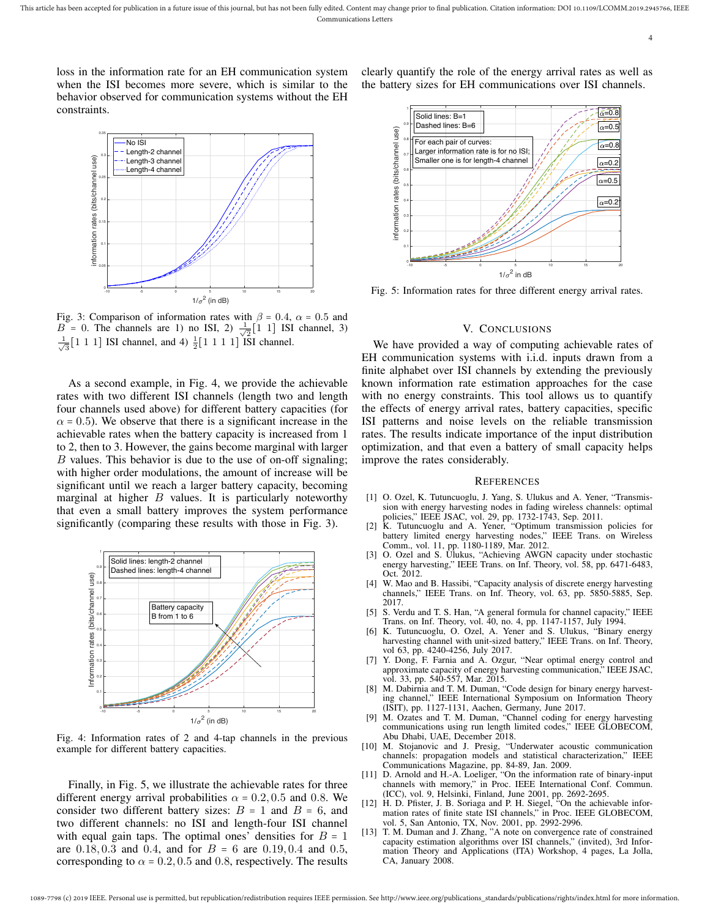loss in the information rate for an EH communication system when the ISI becomes more severe, which is similar to the behavior observed for communication systems without the EH constraints.

No ISI
Length-2 channel
Length-3 channel
Length-4 channel
information rates (bits/channel use)
$1/\sigma^2$ (in dB)

Fig. 3: Comparison of information rates with $\beta = 0.4$, $\alpha = 0.5$ and $B = 0$. The channels are 1) no ISI, 2) $\frac{1}{\sqrt{2}}[1\ 1]$ ISI channel, 3) $\frac{1}{\sqrt{3}}[1\ 1\ 1]$ ISI channel, and 4) $\frac{1}{2}[1\ 1\ 1\ 1]$ ISI channel.

As a second example, in Fig. 4, we provide the achievable rates with two different ISI channels (length two and length four channels used above) for different battery capacities (for $\alpha = 0.5$). We observe that there is a significant increase in the achievable rates when the battery capacity is increased from 1 to 2, then to 3. However, the gains become marginal with larger $B$ values. This behavior is due to the use of on-off signaling; with higher order modulations, the amount of increase will be significant until we reach a larger battery capacity, becoming marginal at higher $B$ values. It is particularly noteworthy that even a small battery improves the system performance significantly (comparing these results with those in Fig. 3).

Solid lines: length-2 channel
Dashed lines: length-4 channel
Battery capacity
B from 1 to 6
Information rates (bits/channel use)
$1/\sigma^2$ (in dB)

Fig. 4: Information rates of 2 and 4-tap channels in the previous example for different battery capacities.

Finally, in Fig. 5, we illustrate the achievable rates for three different energy arrival probabilities $\alpha = 0.2, 0.5$ and $0.8$. We consider two different battery sizes: $B = 1$ and $B = 6$, and two different channels: no ISI and length-four ISI channel with equal gain taps. The optimal ones' densities for $B = 1$ are $0.18, 0.3$ and $0.4$, and for $B = 6$ are $0.19, 0.4$ and $0.5$, corresponding to $\alpha = 0.2, 0.5$ and $0.8$, respectively. The results clearly quantify the role of the energy arrival rates as well as the battery sizes for EH communications over ISI channels.

Solid lines: B=1
Dashed lines: B=6
For each pair of curves:
Larger information rate is for no ISI;
Smaller one is for length-4 channel
α=0.8
α=0.5
α=0.8
α=0.2
α=0.5
α=0.2
information rates (bits/channel use)
$1/\sigma^2$ in dB

Fig. 5: Information rates for three different energy arrival rates.

## V. Conclusions

We have provided a way of computing achievable rates of EH communication systems with i.i.d. inputs drawn from a finite alphabet over ISI channels by extending the previously known information rate estimation approaches for the case with no energy constraints. This tool allows us to quantify the effects of energy arrival rates, battery capacities, specific ISI patterns and noise levels on the reliable transmission rates. The results indicate importance of the input distribution optimization, and that even a battery of small capacity helps improve the rates considerably.

## References

[1] O. Ozel, K. Tutuncuoglu, J. Yang, S. Ulukus and A. Yener, "Transmission with energy harvesting nodes in fading wireless channels: optimal policies," IEEE JSAC, vol. 29, pp. 1732-1743, Sep. 2011.

[2] K. Tutuncuoglu and A. Yener, "Optimum transmission policies for battery limited energy harvesting nodes," IEEE Trans. on Wireless Comm., vol. 11, pp. 1180-1189, Mar. 2012.

[3] O. Ozel and S. Ulukus, "Achieving AWGN capacity under stochastic energy harvesting," IEEE Trans. on Inf. Theory, vol. 58, pp. 6471-6483, Oct. 2012.

[4] W. Mao and B. Hassibi, "Capacity analysis of discrete energy harvesting channels," IEEE Trans. on Inf. Theory, vol. 63, pp. 5850-5885, Sep. 2017.

[5] S. Verdu and T. S. Han, "A general formula for channel capacity," IEEE Trans. on Inf. Theory, vol. 40, no. 4, pp. 1147-1157, July 1994.

[6] K. Tutuncuoglu, O. Ozel, A. Yener and S. Ulukus, "Binary energy harvesting channel with unit-sized battery," IEEE Trans. on Inf. Theory, vol 63, pp. 4240-4256, July 2017.

[7] Y. Dong, F. Farnia and A. Ozgur, "Near optimal energy control and approximate capacity of energy harvesting communication," IEEE JSAC, vol. 33, pp. 540-557, Mar. 2015.

[8] M. Dabirnia and T. M. Duman, "Code design for binary energy harvesting channel," IEEE International Symposium on Information Theory (ISIT), pp. 1127-1131, Aachen, Germany, June 2017.

[9] M. Ozates and T. M. Duman, "Channel coding for energy harvesting communications using run length limited codes," IEEE GLOBECOM, Abu Dhabi, UAE, December 2018.

[10] M. Stojanovic and J. Presig, "Underwater acoustic communication channels: propagation models and statistical characterization," IEEE Communications Magazine, pp. 84-89, Jan. 2009.

[11] D. Arnold and H.-A. Loeliger, "On the information rate of binary-input channels with memory," in Proc. IEEE International Conf. Commun. (ICC), vol. 9, Helsinki, Finland, June 2001, pp. 2692-2695.

[12] H. D. Pfister, J. B. Soriaga and P. H. Siegel, "On the achievable information rates of finite state ISI channels," in Proc. IEEE GLOBECOM, vol. 5, San Antonio, TX, Nov. 2001, pp. 2992-2996.

[13] T. M. Duman and J. Zhang, "A note on convergence rate of constrained capacity estimation algorithms over ISI channels," (invited), 3rd Information Theory and Applications (ITA) Workshop, 4 pages, La Jolla, CA, January 2008.